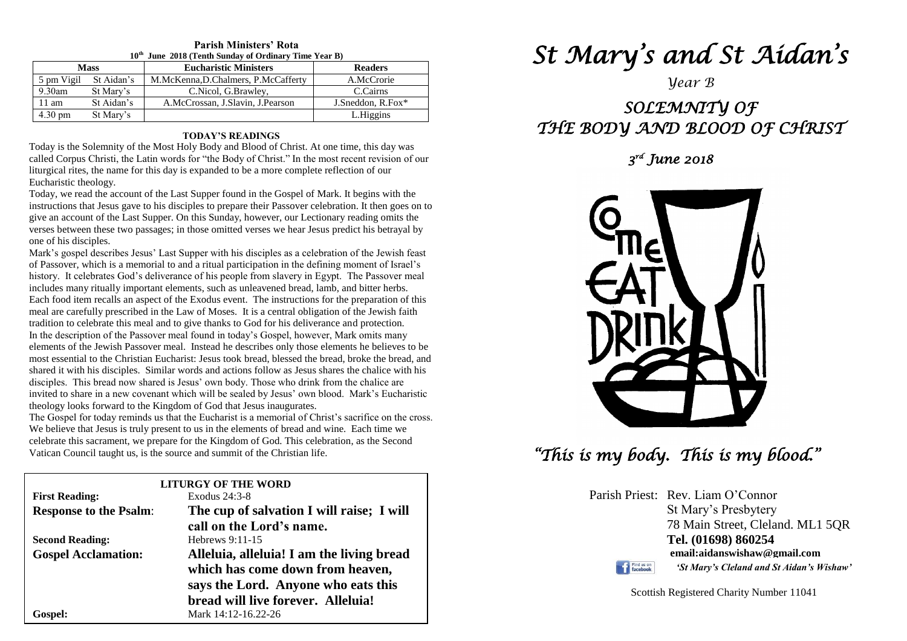**Parish Ministers' Rota**
**10th June 2018 (Tenth Sunday of Ordinary Time Year B)**

| Mass | | Eucharistic Ministers | Readers |
|---|---|---|---|
| 5 pm Vigil | St Aidan's | M.McKenna,D.Chalmers, P.McCafferty | A.McCrorie |
| 9.30am | St Mary's | C.Nicol, G.Brawley, | C.Cairns |
| 11 am | St Aidan's | A.McCrossan, J.Slavin, J.Pearson | J.Sneddon, R.Fox* |
| 4.30 pm | St Mary's | | L.Higgins |

**TODAY'S READINGS**

Today is the Solemnity of the Most Holy Body and Blood of Christ. At one time, this day was called Corpus Christi, the Latin words for "the Body of Christ." In the most recent revision of our liturgical rites, the name for this day is expanded to be a more complete reflection of our Eucharistic theology.

Today, we read the account of the Last Supper found in the Gospel of Mark. It begins with the instructions that Jesus gave to his disciples to prepare their Passover celebration. It then goes on to give an account of the Last Supper. On this Sunday, however, our Lectionary reading omits the verses between these two passages; in those omitted verses we hear Jesus predict his betrayal by one of his disciples.

Mark's gospel describes Jesus' Last Supper with his disciples as a celebration of the Jewish feast of Passover, which is a memorial to and a ritual participation in the defining moment of Israel's history. It celebrates God's deliverance of his people from slavery in Egypt. The Passover meal includes many ritually important elements, such as unleavened bread, lamb, and bitter herbs. Each food item recalls an aspect of the Exodus event. The instructions for the preparation of this meal are carefully prescribed in the Law of Moses. It is a central obligation of the Jewish faith tradition to celebrate this meal and to give thanks to God for his deliverance and protection. In the description of the Passover meal found in today's Gospel, however, Mark omits many elements of the Jewish Passover meal. Instead he describes only those elements he believes to be most essential to the Christian Eucharist: Jesus took bread, blessed the bread, broke the bread, and shared it with his disciples. Similar words and actions follow as Jesus shares the chalice with his disciples. This bread now shared is Jesus' own body. Those who drink from the chalice are invited to share in a new covenant which will be sealed by Jesus' own blood. Mark's Eucharistic theology looks forward to the Kingdom of God that Jesus inaugurates.

The Gospel for today reminds us that the Eucharist is a memorial of Christ's sacrifice on the cross. We believe that Jesus is truly present to us in the elements of bread and wine. Each time we celebrate this sacrament, we prepare for the Kingdom of God. This celebration, as the Second Vatican Council taught us, is the source and summit of the Christian life.

**LITURGY OF THE WORD**

| | |
|---|---|
| **First Reading:** | Exodus 24:3-8 |
| **Response to the Psalm:** | **The cup of salvation I will raise; I will call on the Lord's name.** |
| **Second Reading:** | Hebrews 9:11-15 |
| **Gospel Acclamation:** | **Alleluia, alleluia! I am the living bread which has come down from heaven, says the Lord. Anyone who eats this bread will live forever. Alleluia!** |
| **Gospel:** | Mark 14:12-16.22-26 |

# *St Mary's and St Aidan's*

*Year B*

## *SOLEMNITY OF THE BODY AND BLOOD OF CHRIST*

*3rd June 2018*

COME EAT DRINK

*"This is my body. This is my blood."*

Parish Priest: Rev. Liam O'Connor
St Mary's Presbytery
78 Main Street, Cleland. ML1 5QR
**Tel. (01698) 860254**
**email:aidanswishaw@gmail.com**
Find us on facebook *'St Mary's Cleland and St Aidan's Wishaw'*

Scottish Registered Charity Number 11041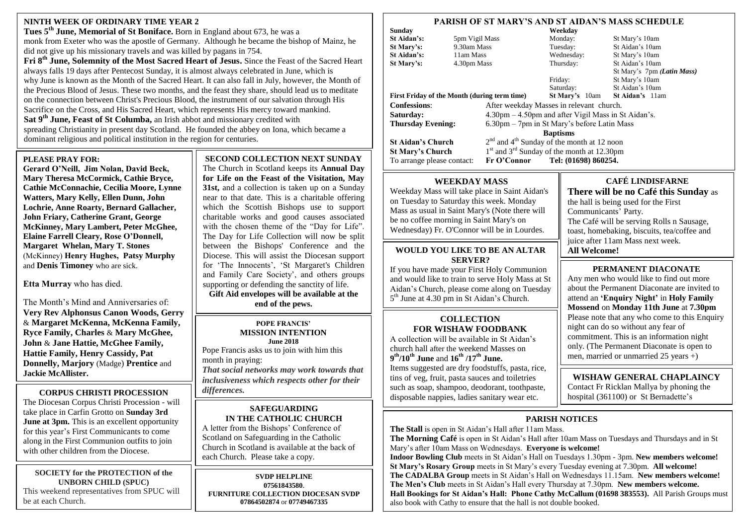## NINTH WEEK OF ORDINARY TIME YEAR 2

**Tues 5th June, Memorial of St Boniface.** Born in England about 673, he was a monk from Exeter who was the apostle of Germany. Although he became the bishop of Mainz, he did not give up his missionary travels and was killed by pagans in 754.

**Fri 8th June, Solemnity of the Most Sacred Heart of Jesus.** Since the Feast of the Sacred Heart always falls 19 days after Pentecost Sunday, it is almost always celebrated in June, which is why June is known as the Month of the Sacred Heart. It can also fall in July, however, the Month of the Precious Blood of Jesus. These two months, and the feast they share, should lead us to meditate on the connection between Christ's Precious Blood, the instrument of our salvation through His Sacrifice on the Cross, and His Sacred Heart, which represents His mercy toward mankind.

**Sat 9th June, Feast of St Columba,** an Irish abbot and missionary credited with spreading Christianity in present day Scotland. He founded the abbey on Iona, which became a dominant religious and political institution in the region for centuries.

### PLEASE PRAY FOR:

**Gerard O'Neill, Jim Nolan, David Beck, Mary Theresa McCormick, Cathie Bryce, Cathie McConnachie, Cecilia Moore, Lynne Watters, Mary Kelly, Ellen Dunn, John Lochrie, Anne Roarty, Bernard Gallacher, John Friary, Catherine Grant, George McKinney, Mary Lambert, Peter McGhee, Elaine Farrell Cleary, Rose O'Donnell, Margaret Whelan, Mary T. Stones** (McKinney) **Henry Hughes, Patsy Murphy** and **Denis Timoney** who are sick.

**Etta Murray** who has died.

The Month's Mind and Anniversaries of: **Very Rev Alphonsus Canon Woods, Gerry** & **Margaret McKenna, McKenna Family, Ryce Family, Charles** & **Mary McGhee, John** & **Jane Hattie, McGhee Family, Hattie Family, Henry Cassidy, Pat Donnelly, Marjory** (Madge) **Prentice** and **Jackie McAllister.**

### CORPUS CHRISTI PROCESSION

The Diocesan Corpus Christi Procession - will take place in Carfin Grotto on **Sunday 3rd June at 3pm.** This is an excellent opportunity for this year's First Communicants to come along in the First Communion outfits to join with other children from the Diocese.

### SOCIETY for the PROTECTION of the UNBORN CHILD (SPUC)

This weekend representatives from SPUC will be at each Church.

### SECOND COLLECTION NEXT SUNDAY

The Church in Scotland keeps its **Annual Day for Life on the Feast of the Visitation, May 31st,** and a collection is taken up on a Sunday near to that date. This is a charitable offering which the Scottish Bishops use to support charitable works and good causes associated with the chosen theme of the "Day for Life". The Day for Life Collection will now be split between the Bishops' Conference and the Diocese. This will assist the Diocesan support for 'The Innocents', 'St Margaret's Children and Family Care Society', and others groups supporting or defending the sanctity of life.

**Gift Aid envelopes will be available at the end of the pews.**

### POPE FRANCIS' MISSION INTENTION
**June 2018**

Pope Francis asks us to join with him this month in praying:

***That social networks may work towards that inclusiveness which respects other for their differences.***

### SAFEGUARDING IN THE CATHOLIC CHURCH

A letter from the Bishops' Conference of Scotland on Safeguarding in the Catholic Church in Scotland is available at the back of each Church. Please take a copy.

**SVDP HELPLINE**
**07561843580.**
**FURNITURE COLLECTION DIOCESAN SVDP**
**07864502874** or **07749467335**

## PARISH OF ST MARY'S AND ST AIDAN'S MASS SCHEDULE

| Sunday | | Weekday | |
|---|---|---|---|
| **St Aidan's:** | 5pm Vigil Mass | Monday: | St Mary's 10am |
| **St Mary's:** | 9.30am Mass | Tuesday: | St Aidan's 10am |
| **St Aidan's:** | 11am Mass | Wednesday: | St Mary's 10am |
| **St Mary's:** | 4.30pm Mass | Thursday: | St Aidan's 10am<br>St Mary's 7pm *(Latin Mass)* |
| | | Friday: | St Mary's 10am |
| | | Saturday: | St Aidan's 10am |
| **First Friday of the Month (during term time)** | | **St Mary's** 10am | **St Aidan's** 11am |

**Confessions**: After weekday Masses in relevant church.
**Saturday:** 4.30pm – 4.50pm and after Vigil Mass in St Aidan's.
**Thursday Evening:** 6.30pm – 7pm in St Mary's before Latin Mass

**Baptisms**

**St Aidan's Church** 2nd and 4th Sunday of the month at 12 noon
**St Mary's Church** 1st and 3rd Sunday of the month at 12.30pm
To arrange please contact: **Fr O'Connor Tel: (01698) 860254.**

### WEEKDAY MASS

Weekday Mass will take place in Saint Aidan's on Tuesday to Saturday this week. Monday Mass as usual in Saint Mary's (Note there will be no coffee morning in Saint Mary's on Wednesday) Fr. O'Connor will be in Lourdes.

### WOULD YOU LIKE TO BE AN ALTAR SERVER?

If you have made your First Holy Communion and would like to train to serve Holy Mass at St Aidan's Church, please come along on Tuesday 5th June at 4.30 pm in St Aidan's Church.

### COLLECTION FOR WISHAW FOODBANK

A collection will be available in St Aidan's church hall after the weekend Masses on **9th/10th June** and **16th /17th June.**

Items suggested are dry foodstuffs, pasta, rice, tins of veg, fruit, pasta sauces and toiletries such as soap, shampoo, deodorant, toothpaste, disposable nappies, ladies sanitary wear etc.

### CAFÉ LINDISFARNE

**There will be no Café this Sunday** as the hall is being used for the First Communicants' Party.

The Café will be serving Rolls n Sausage, toast, homebaking, biscuits, tea/coffee and juice after 11am Mass next week.

**All Welcome!**

### PERMANENT DIACONATE

Any men who would like to find out more about the Permanent Diaconate are invited to attend an **'Enquiry Night'** in **Holy Family Mossend** on **Monday 11th June** at **7.30pm** Please note that any who come to this Enquiry night can do so without any fear of commitment. This is an information night only. (The Permanent Diaconate is open to men, married or unmarried 25 years +)

### WISHAW GENERAL CHAPLAINCY

Contact Fr Ricklan Mallya by phoning the hospital (361100) or St Bernadette's

### PARISH NOTICES

**The Stall** is open in St Aidan's Hall after 11am Mass.

**The Morning Café** is open in St Aidan's Hall after 10am Mass on Tuesdays and Thursdays and in St Mary's after 10am Mass on Wednesdays. **Everyone is welcome!**

**Indoor Bowling Club** meets in St Aidan's Hall on Tuesdays 1.30pm - 3pm. **New members welcome!**

**St Mary's Rosary Group** meets in St Mary's every Tuesday evening at 7.30pm. **All welcome!**

**The CADALBA Group** meets in St Aidan's Hall on Wednesdays 11.15am. **New members welcome!**

**The Men's Club** meets in St Aidan's Hall every Thursday at 7.30pm. **New members welcome.**

**Hall Bookings for St Aidan's Hall: Phone Cathy McCallum (01698 383553).** All Parish Groups must also book with Cathy to ensure that the hall is not double booked.